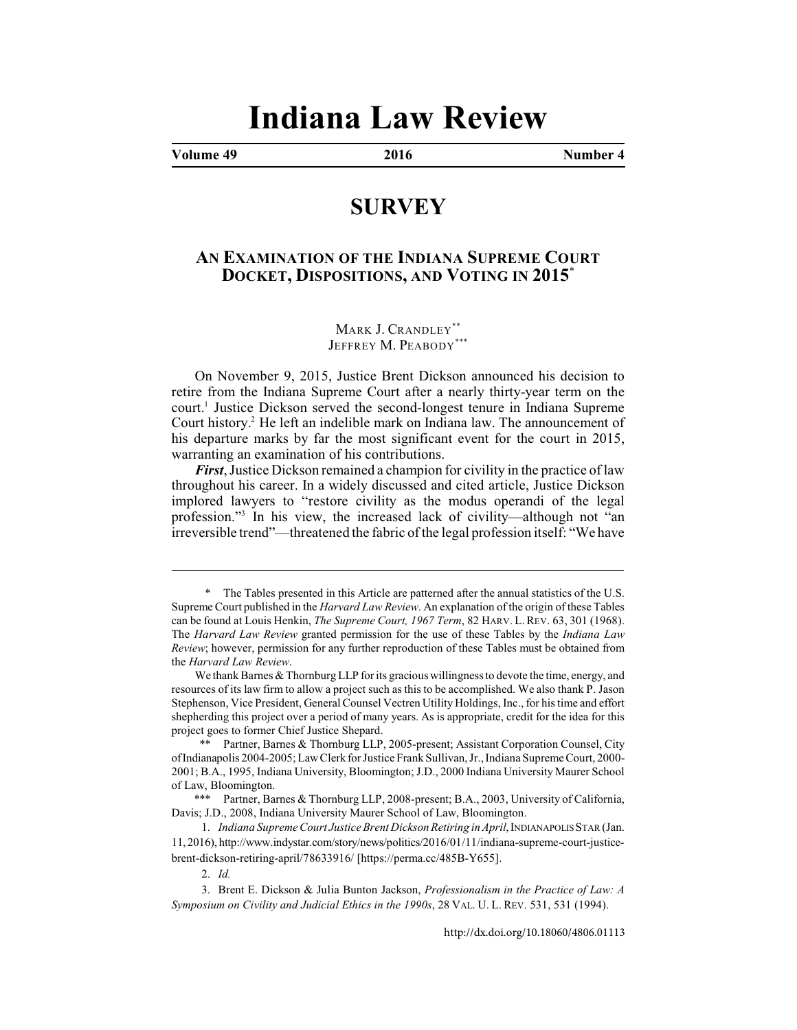# Indiana Law Review

**Volume 49 — 2016 — Number 4**

## SURVEY

### AN EXAMINATION OF THE INDIANA SUPREME COURT DOCKET, DISPOSITIONS, AND VOTING IN 2015[*]

MARK J. CRANDLEY[**]
JEFFREY M. PEABODY[***]

On November 9, 2015, Justice Brent Dickson announced his decision to retire from the Indiana Supreme Court after a nearly thirty-year term on the court.[1] Justice Dickson served the second-longest tenure in Indiana Supreme Court history.[2] He left an indelible mark on Indiana law. The announcement of his departure marks by far the most significant event for the court in 2015, warranting an examination of his contributions.

***First***, Justice Dickson remained a champion for civility in the practice of law throughout his career. In a widely discussed and cited article, Justice Dickson implored lawyers to "restore civility as the modus operandi of the legal profession."[3] In his view, the increased lack of civility—although not "an irreversible trend"—threatened the fabric of the legal profession itself: "We have

---

\* The Tables presented in this Article are patterned after the annual statistics of the U.S. Supreme Court published in the *Harvard Law Review*. An explanation of the origin of these Tables can be found at Louis Henkin, *The Supreme Court, 1967 Term*, 82 HARV. L. REV. 63, 301 (1968). The *Harvard Law Review* granted permission for the use of these Tables by the *Indiana Law Review*; however, permission for any further reproduction of these Tables must be obtained from the *Harvard Law Review*.

We thank Barnes & Thornburg LLP for its gracious willingness to devote the time, energy, and resources of its law firm to allow a project such as this to be accomplished. We also thank P. Jason Stephenson, Vice President, General Counsel Vectren Utility Holdings, Inc., for his time and effort shepherding this project over a period of many years. As is appropriate, credit for the idea for this project goes to former Chief Justice Shepard.

\*\* Partner, Barnes & Thornburg LLP, 2005-present; Assistant Corporation Counsel, City of Indianapolis 2004-2005; Law Clerk for Justice Frank Sullivan, Jr., Indiana Supreme Court, 2000-2001; B.A., 1995, Indiana University, Bloomington; J.D., 2000 Indiana University Maurer School of Law, Bloomington.

\*\*\* Partner, Barnes & Thornburg LLP, 2008-present; B.A., 2003, University of California, Davis; J.D., 2008, Indiana University Maurer School of Law, Bloomington.

1. *Indiana Supreme Court Justice Brent Dickson Retiring in April*, INDIANAPOLIS STAR (Jan. 11, 2016), http://www.indystar.com/story/news/politics/2016/01/11/indiana-supreme-court-justice-brent-dickson-retiring-april/78633916/ [https://perma.cc/485B-Y655].

2. *Id.*

3. Brent E. Dickson & Julia Bunton Jackson, *Professionalism in the Practice of Law: A Symposium on Civility and Judicial Ethics in the 1990s*, 28 VAL. U. L. REV. 531, 531 (1994).

http://dx.doi.org/10.18060/4806.01113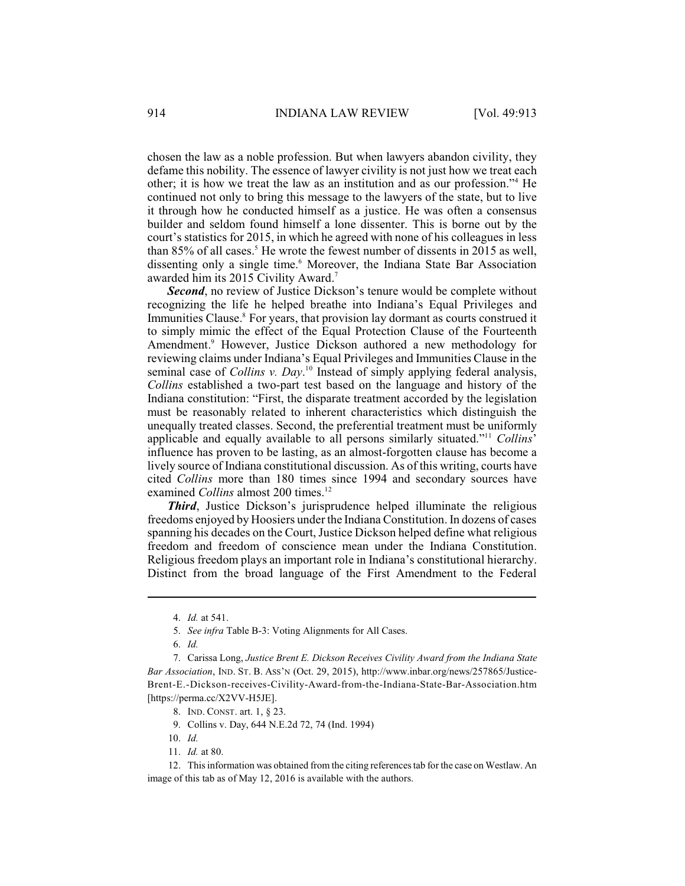chosen the law as a noble profession. But when lawyers abandon civility, they defame this nobility. The essence of lawyer civility is not just how we treat each other; it is how we treat the law as an institution and as our profession."[4] He continued not only to bring this message to the lawyers of the state, but to live it through how he conducted himself as a justice. He was often a consensus builder and seldom found himself a lone dissenter. This is borne out by the court's statistics for 2015, in which he agreed with none of his colleagues in less than 85% of all cases.[5] He wrote the fewest number of dissents in 2015 as well, dissenting only a single time.[6] Moreover, the Indiana State Bar Association awarded him its 2015 Civility Award.[7]

***Second***, no review of Justice Dickson's tenure would be complete without recognizing the life he helped breathe into Indiana's Equal Privileges and Immunities Clause.[8] For years, that provision lay dormant as courts construed it to simply mimic the effect of the Equal Protection Clause of the Fourteenth Amendment.[9] However, Justice Dickson authored a new methodology for reviewing claims under Indiana's Equal Privileges and Immunities Clause in the seminal case of *Collins v. Day*.[10] Instead of simply applying federal analysis, *Collins* established a two-part test based on the language and history of the Indiana constitution: "First, the disparate treatment accorded by the legislation must be reasonably related to inherent characteristics which distinguish the unequally treated classes. Second, the preferential treatment must be uniformly applicable and equally available to all persons similarly situated."[11] *Collins*' influence has proven to be lasting, as an almost-forgotten clause has become a lively source of Indiana constitutional discussion. As of this writing, courts have cited *Collins* more than 180 times since 1994 and secondary sources have examined *Collins* almost 200 times.[12]

***Third***, Justice Dickson's jurisprudence helped illuminate the religious freedoms enjoyed by Hoosiers under the Indiana Constitution. In dozens of cases spanning his decades on the Court, Justice Dickson helped define what religious freedom and freedom of conscience mean under the Indiana Constitution. Religious freedom plays an important role in Indiana's constitutional hierarchy. Distinct from the broad language of the First Amendment to the Federal

---

4. *Id.* at 541.

5. *See infra* Table B-3: Voting Alignments for All Cases.

6. *Id.*

7. Carissa Long, *Justice Brent E. Dickson Receives Civility Award from the Indiana State Bar Association*, IND. ST. B. ASS'N (Oct. 29, 2015), http://www.inbar.org/news/257865/Justice-Brent-E.-Dickson-receives-Civility-Award-from-the-Indiana-State-Bar-Association.htm [https://perma.cc/X2VV-H5JE].

8. IND. CONST. art. 1, § 23.

9. Collins v. Day, 644 N.E.2d 72, 74 (Ind. 1994)

10. *Id.*

11. *Id.* at 80.

12. This information was obtained from the citing references tab for the case on Westlaw. An image of this tab as of May 12, 2016 is available with the authors.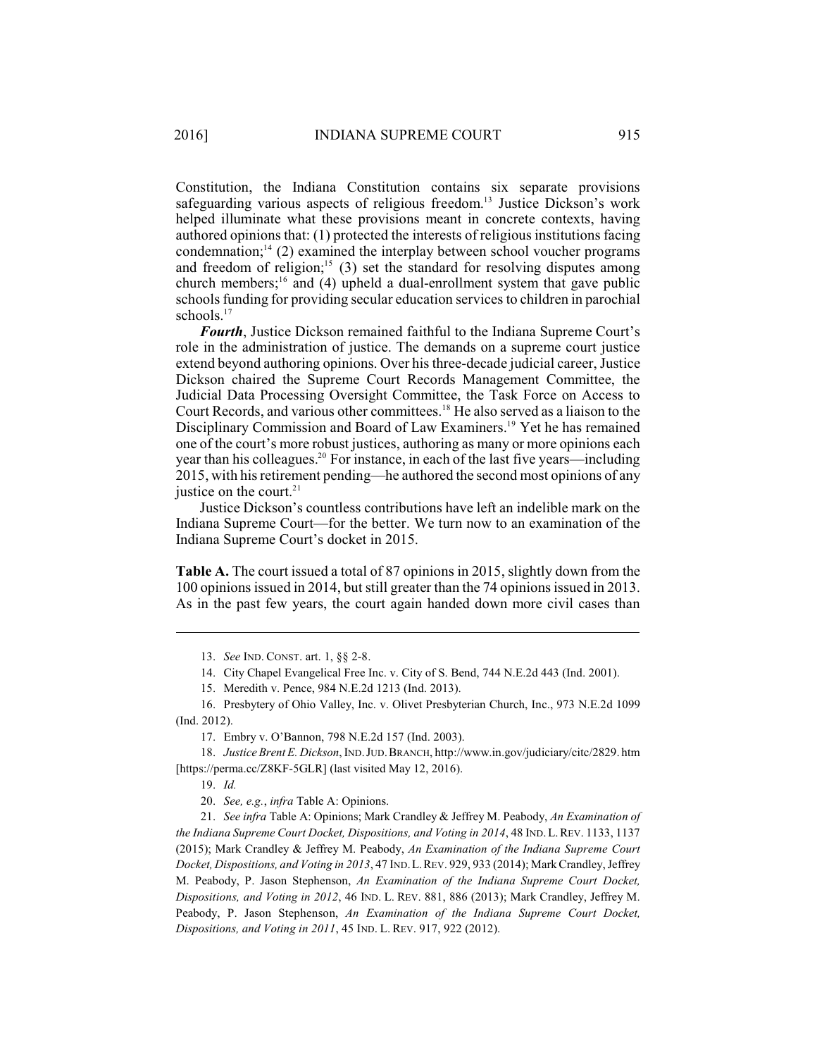Constitution, the Indiana Constitution contains six separate provisions safeguarding various aspects of religious freedom.[13] Justice Dickson's work helped illuminate what these provisions meant in concrete contexts, having authored opinions that: (1) protected the interests of religious institutions facing condemnation;[14] (2) examined the interplay between school voucher programs and freedom of religion;[15] (3) set the standard for resolving disputes among church members;[16] and (4) upheld a dual-enrollment system that gave public schools funding for providing secular education services to children in parochial schools.[17]

***Fourth***, Justice Dickson remained faithful to the Indiana Supreme Court's role in the administration of justice. The demands on a supreme court justice extend beyond authoring opinions. Over his three-decade judicial career, Justice Dickson chaired the Supreme Court Records Management Committee, the Judicial Data Processing Oversight Committee, the Task Force on Access to Court Records, and various other committees.[18] He also served as a liaison to the Disciplinary Commission and Board of Law Examiners.[19] Yet he has remained one of the court's more robust justices, authoring as many or more opinions each year than his colleagues.[20] For instance, in each of the last five years—including 2015, with his retirement pending—he authored the second most opinions of any justice on the court.[21]

Justice Dickson's countless contributions have left an indelible mark on the Indiana Supreme Court—for the better. We turn now to an examination of the Indiana Supreme Court's docket in 2015.

**Table A.** The court issued a total of 87 opinions in 2015, slightly down from the 100 opinions issued in 2014, but still greater than the 74 opinions issued in 2013. As in the past few years, the court again handed down more civil cases than

---

13. *See* IND. CONST. art. 1, §§ 2-8.

14. City Chapel Evangelical Free Inc. v. City of S. Bend, 744 N.E.2d 443 (Ind. 2001).

15. Meredith v. Pence, 984 N.E.2d 1213 (Ind. 2013).

16. Presbytery of Ohio Valley, Inc. v. Olivet Presbyterian Church, Inc., 973 N.E.2d 1099 (Ind. 2012).

17. Embry v. O'Bannon, 798 N.E.2d 157 (Ind. 2003).

18. *Justice Brent E. Dickson*, IND. JUD. BRANCH, http://www.in.gov/judiciary/citc/2829.htm [https://perma.cc/Z8KF-5GLR] (last visited May 12, 2016).

19. *Id.*

20. *See, e.g.*, *infra* Table A: Opinions.

21. *See infra* Table A: Opinions; Mark Crandley & Jeffrey M. Peabody, *An Examination of the Indiana Supreme Court Docket, Dispositions, and Voting in 2014*, 48 IND. L. REV. 1133, 1137 (2015); Mark Crandley & Jeffrey M. Peabody, *An Examination of the Indiana Supreme Court Docket, Dispositions, and Voting in 2013*, 47 IND. L. REV. 929, 933 (2014); Mark Crandley, Jeffrey M. Peabody, P. Jason Stephenson, *An Examination of the Indiana Supreme Court Docket, Dispositions, and Voting in 2012*, 46 IND. L. REV. 881, 886 (2013); Mark Crandley, Jeffrey M. Peabody, P. Jason Stephenson, *An Examination of the Indiana Supreme Court Docket, Dispositions, and Voting in 2011*, 45 IND. L. REV. 917, 922 (2012).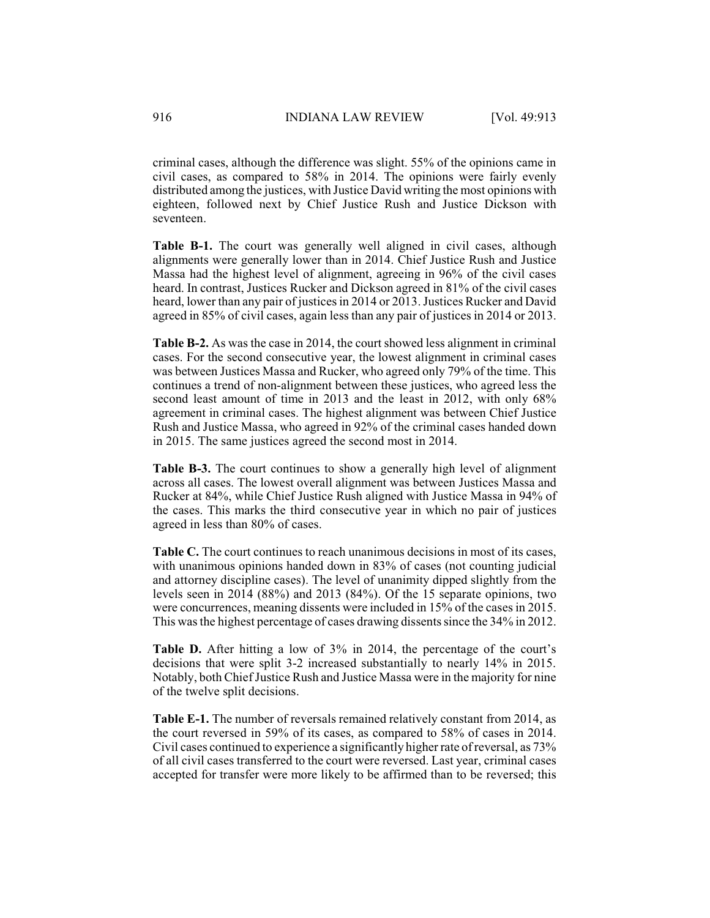criminal cases, although the difference was slight. 55% of the opinions came in civil cases, as compared to 58% in 2014. The opinions were fairly evenly distributed among the justices, with Justice David writing the most opinions with eighteen, followed next by Chief Justice Rush and Justice Dickson with seventeen.

**Table B-1.** The court was generally well aligned in civil cases, although alignments were generally lower than in 2014. Chief Justice Rush and Justice Massa had the highest level of alignment, agreeing in 96% of the civil cases heard. In contrast, Justices Rucker and Dickson agreed in 81% of the civil cases heard, lower than any pair of justices in 2014 or 2013. Justices Rucker and David agreed in 85% of civil cases, again less than any pair of justices in 2014 or 2013.

**Table B-2.** As was the case in 2014, the court showed less alignment in criminal cases. For the second consecutive year, the lowest alignment in criminal cases was between Justices Massa and Rucker, who agreed only 79% of the time. This continues a trend of non-alignment between these justices, who agreed less the second least amount of time in 2013 and the least in 2012, with only 68% agreement in criminal cases. The highest alignment was between Chief Justice Rush and Justice Massa, who agreed in 92% of the criminal cases handed down in 2015. The same justices agreed the second most in 2014.

**Table B-3.** The court continues to show a generally high level of alignment across all cases. The lowest overall alignment was between Justices Massa and Rucker at 84%, while Chief Justice Rush aligned with Justice Massa in 94% of the cases. This marks the third consecutive year in which no pair of justices agreed in less than 80% of cases.

**Table C.** The court continues to reach unanimous decisions in most of its cases, with unanimous opinions handed down in 83% of cases (not counting judicial and attorney discipline cases). The level of unanimity dipped slightly from the levels seen in 2014 (88%) and 2013 (84%). Of the 15 separate opinions, two were concurrences, meaning dissents were included in 15% of the cases in 2015. This was the highest percentage of cases drawing dissents since the 34% in 2012.

**Table D.** After hitting a low of 3% in 2014, the percentage of the court's decisions that were split 3-2 increased substantially to nearly 14% in 2015. Notably, both Chief Justice Rush and Justice Massa were in the majority for nine of the twelve split decisions.

**Table E-1.** The number of reversals remained relatively constant from 2014, as the court reversed in 59% of its cases, as compared to 58% of cases in 2014. Civil cases continued to experience a significantly higher rate of reversal, as 73% of all civil cases transferred to the court were reversed. Last year, criminal cases accepted for transfer were more likely to be affirmed than to be reversed; this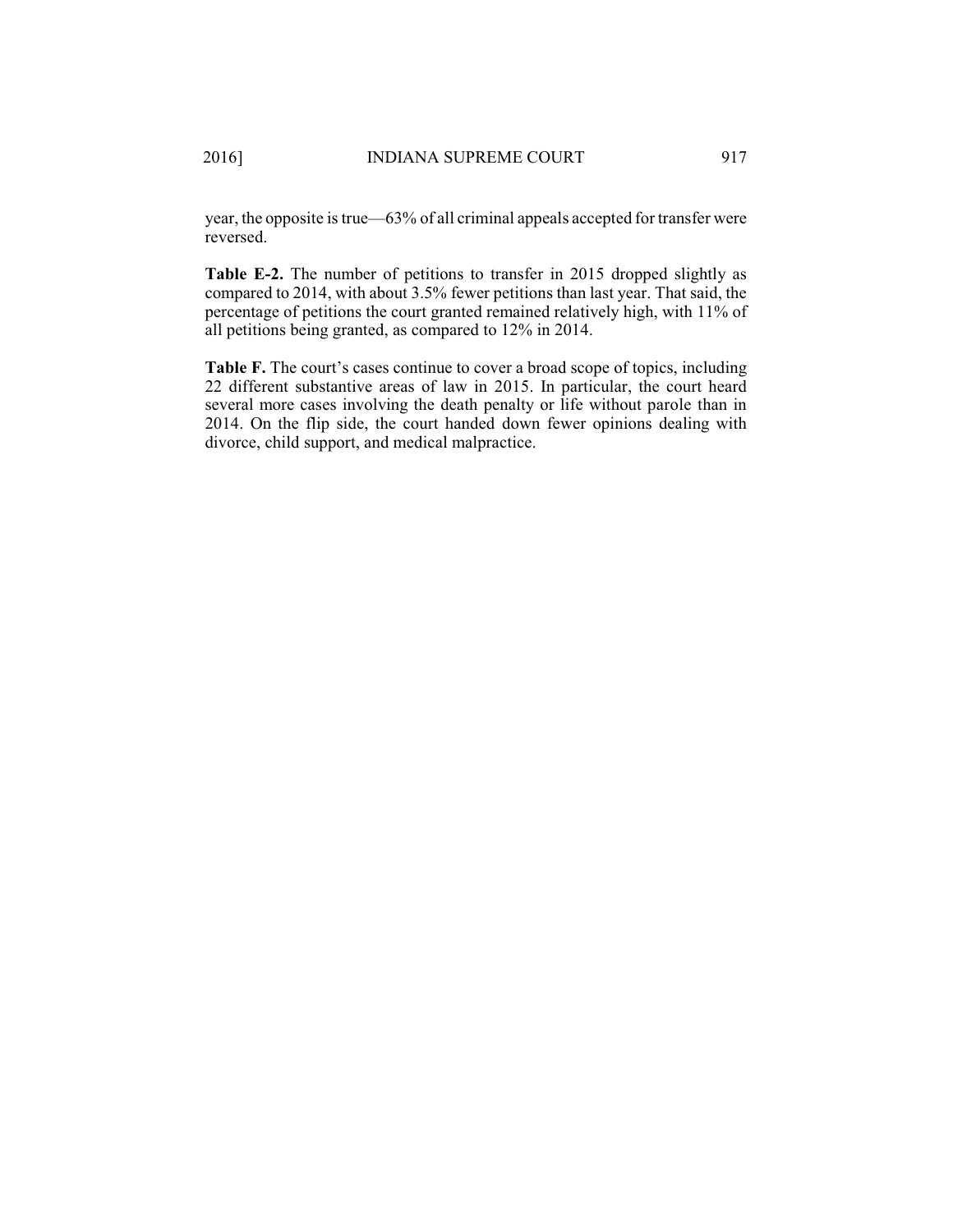year, the opposite is true—63% of all criminal appeals accepted for transfer were reversed.

**Table E-2.** The number of petitions to transfer in 2015 dropped slightly as compared to 2014, with about 3.5% fewer petitions than last year. That said, the percentage of petitions the court granted remained relatively high, with 11% of all petitions being granted, as compared to 12% in 2014.

**Table F.** The court's cases continue to cover a broad scope of topics, including 22 different substantive areas of law in 2015. In particular, the court heard several more cases involving the death penalty or life without parole than in 2014. On the flip side, the court handed down fewer opinions dealing with divorce, child support, and medical malpractice.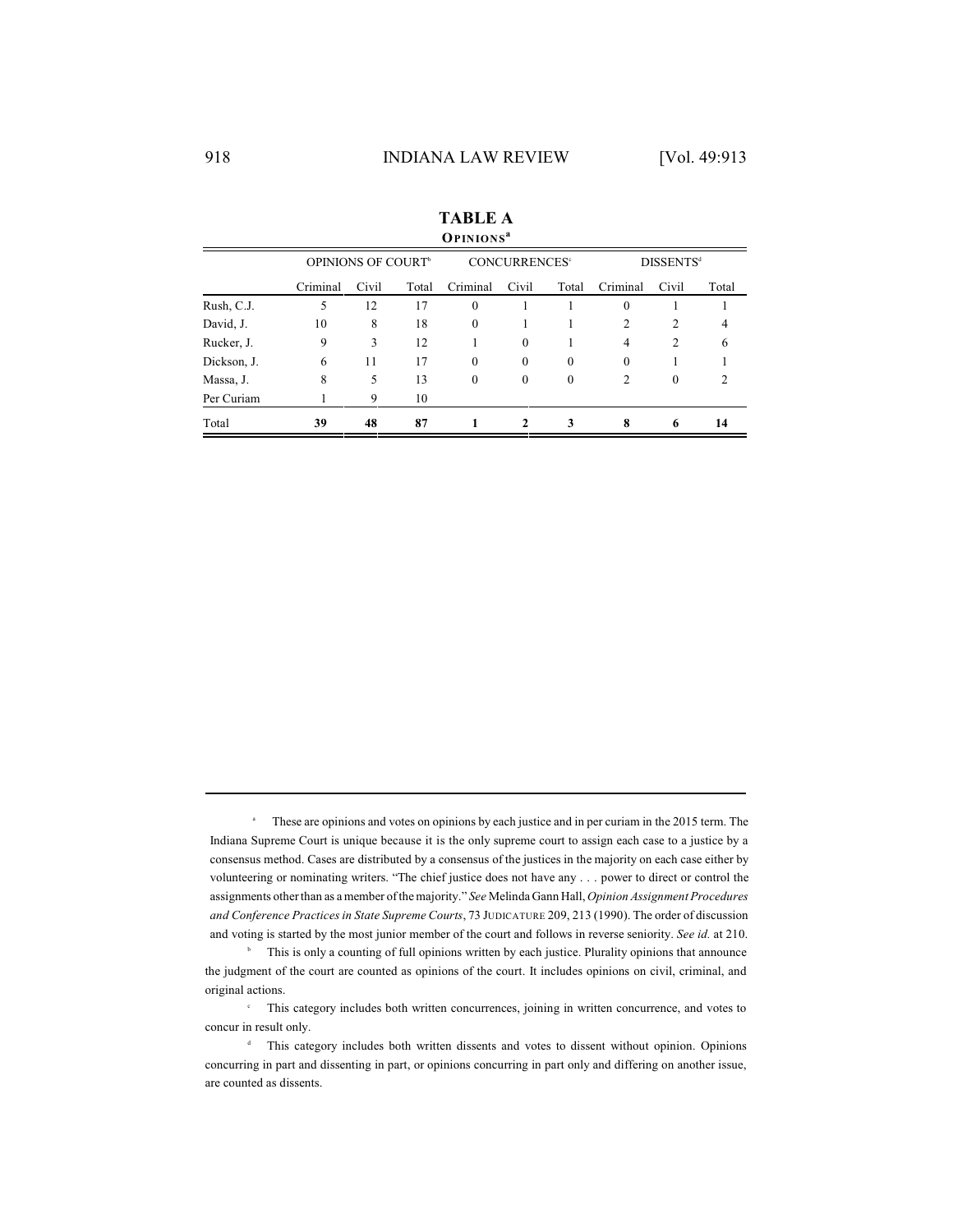**TABLE A**

**OPINIONS**[a]

| | OPINIONS OF COURT[b] | | | CONCURRENCES[c] | | | DISSENTS[d] | | |
|---|---|---|---|---|---|---|---|---|---|
| | Criminal | Civil | Total | Criminal | Civil | Total | Criminal | Civil | Total |
| Rush, C.J. | 5 | 12 | 17 | 0 | 1 | 1 | 0 | 1 | 1 |
| David, J. | 10 | 8 | 18 | 0 | 1 | 1 | 2 | 2 | 4 |
| Rucker, J. | 9 | 3 | 12 | 1 | 0 | 1 | 4 | 2 | 6 |
| Dickson, J. | 6 | 11 | 17 | 0 | 0 | 0 | 0 | 1 | 1 |
| Massa, J. | 8 | 5 | 13 | 0 | 0 | 0 | 2 | 0 | 2 |
| Per Curiam | 1 | 9 | 10 | | | | | | |
| Total | **39** | **48** | **87** | **1** | **2** | **3** | **8** | **6** | **14** |

---

[a] These are opinions and votes on opinions by each justice and in per curiam in the 2015 term. The Indiana Supreme Court is unique because it is the only supreme court to assign each case to a justice by a consensus method. Cases are distributed by a consensus of the justices in the majority on each case either by volunteering or nominating writers. "The chief justice does not have any . . . power to direct or control the assignments other than as a member of the majority." *See* Melinda Gann Hall, *Opinion Assignment Procedures and Conference Practices in State Supreme Courts*, 73 JUDICATURE 209, 213 (1990). The order of discussion and voting is started by the most junior member of the court and follows in reverse seniority. *See id.* at 210.

[b] This is only a counting of full opinions written by each justice. Plurality opinions that announce the judgment of the court are counted as opinions of the court. It includes opinions on civil, criminal, and original actions.

[c] This category includes both written concurrences, joining in written concurrence, and votes to concur in result only.

[d] This category includes both written dissents and votes to dissent without opinion. Opinions concurring in part and dissenting in part, or opinions concurring in part only and differing on another issue, are counted as dissents.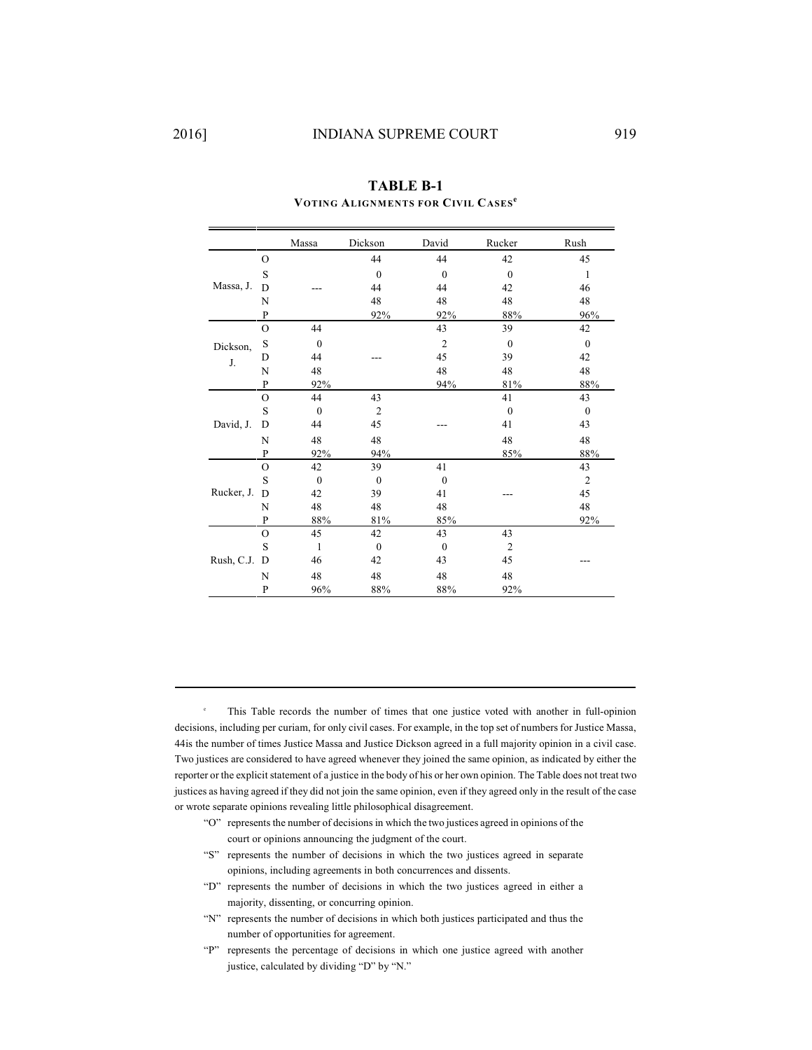## TABLE B-1

### VOTING ALIGNMENTS FOR CIVIL CASES[e]

| | | Massa | Dickson | David | Rucker | Rush |
|---|---|---|---|---|---|---|
| Massa, J. | O | | 44 | 44 | 42 | 45 |
| | S | | 0 | 0 | 0 | 1 |
| | D | --- | 44 | 44 | 42 | 46 |
| | N | | 48 | 48 | 48 | 48 |
| | P | | 92% | 92% | 88% | 96% |
| Dickson, J. | O | 44 | | 43 | 39 | 42 |
| | S | 0 | | 2 | 0 | 0 |
| | D | 44 | --- | 45 | 39 | 42 |
| | N | 48 | | 48 | 48 | 48 |
| | P | 92% | | 94% | 81% | 88% |
| David, J. | O | 44 | 43 | | 41 | 43 |
| | S | 0 | 2 | | 0 | 0 |
| | D | 44 | 45 | --- | 41 | 43 |
| | N | 48 | 48 | | 48 | 48 |
| | P | 92% | 94% | | 85% | 88% |
| Rucker, J. | O | 42 | 39 | 41 | | 43 |
| | S | 0 | 0 | 0 | | 2 |
| | D | 42 | 39 | 41 | --- | 45 |
| | N | 48 | 48 | 48 | | 48 |
| | P | 88% | 81% | 85% | | 92% |
| Rush, C.J. | O | 45 | 42 | 43 | 43 | |
| | S | 1 | 0 | 0 | 2 | |
| | D | 46 | 42 | 43 | 45 | --- |
| | N | 48 | 48 | 48 | 48 | |
| | P | 96% | 88% | 88% | 92% | |

---

[e] This Table records the number of times that one justice voted with another in full-opinion decisions, including per curiam, for only civil cases. For example, in the top set of numbers for Justice Massa, 44is the number of times Justice Massa and Justice Dickson agreed in a full majority opinion in a civil case. Two justices are considered to have agreed whenever they joined the same opinion, as indicated by either the reporter or the explicit statement of a justice in the body of his or her own opinion. The Table does not treat two justices as having agreed if they did not join the same opinion, even if they agreed only in the result of the case or wrote separate opinions revealing little philosophical disagreement.

"O" represents the number of decisions in which the two justices agreed in opinions of the court or opinions announcing the judgment of the court.

"S" represents the number of decisions in which the two justices agreed in separate opinions, including agreements in both concurrences and dissents.

"D" represents the number of decisions in which the two justices agreed in either a majority, dissenting, or concurring opinion.

"N" represents the number of decisions in which both justices participated and thus the number of opportunities for agreement.

"P" represents the percentage of decisions in which one justice agreed with another justice, calculated by dividing "D" by "N."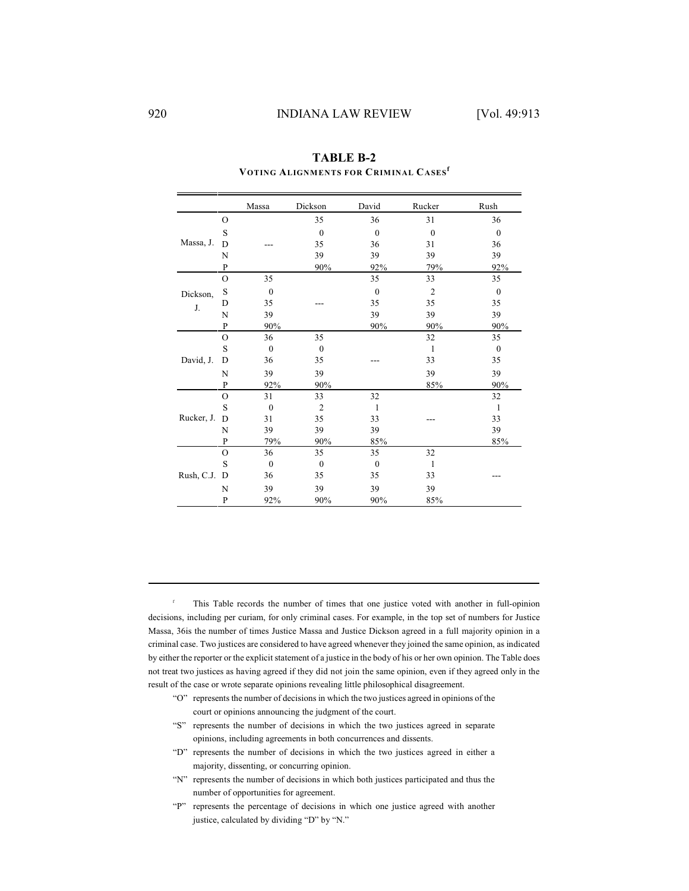**TABLE B-2**

**VOTING ALIGNMENTS FOR CRIMINAL CASES**[f]

| | | Massa | Dickson | David | Rucker | Rush |
|---|---|---|---|---|---|---|
| Massa, J. | O | --- | 35 | 36 | 31 | 36 |
| | S | | 0 | 0 | 0 | 0 |
| | D | | 35 | 36 | 31 | 36 |
| | N | | 39 | 39 | 39 | 39 |
| | P | | 90% | 92% | 79% | 92% |
| Dickson, J. | O | 35 | --- | 35 | 33 | 35 |
| | S | 0 | | 0 | 2 | 0 |
| | D | 35 | | 35 | 35 | 35 |
| | N | 39 | | 39 | 39 | 39 |
| | P | 90% | | 90% | 90% | 90% |
| David, J. | O | 36 | 35 | --- | 32 | 35 |
| | S | 0 | 0 | | 1 | 0 |
| | D | 36 | 35 | | 33 | 35 |
| | N | 39 | 39 | | 39 | 39 |
| | P | 92% | 90% | | 85% | 90% |
| Rucker, J. | O | 31 | 33 | 32 | --- | 32 |
| | S | 0 | 2 | 1 | | 1 |
| | D | 31 | 35 | 33 | | 33 |
| | N | 39 | 39 | 39 | | 39 |
| | P | 79% | 90% | 85% | | 85% |
| Rush, C.J. | O | 36 | 35 | 35 | 32 | --- |
| | S | 0 | 0 | 0 | 1 | |
| | D | 36 | 35 | 35 | 33 | |
| | N | 39 | 39 | 39 | 39 | |
| | P | 92% | 90% | 90% | 85% | |

---

[f] This Table records the number of times that one justice voted with another in full-opinion decisions, including per curiam, for only criminal cases. For example, in the top set of numbers for Justice Massa, 36is the number of times Justice Massa and Justice Dickson agreed in a full majority opinion in a criminal case. Two justices are considered to have agreed whenever they joined the same opinion, as indicated by either the reporter or the explicit statement of a justice in the body of his or her own opinion. The Table does not treat two justices as having agreed if they did not join the same opinion, even if they agreed only in the result of the case or wrote separate opinions revealing little philosophical disagreement.

"O" represents the number of decisions in which the two justices agreed in opinions of the court or opinions announcing the judgment of the court.

"S" represents the number of decisions in which the two justices agreed in separate opinions, including agreements in both concurrences and dissents.

"D" represents the number of decisions in which the two justices agreed in either a majority, dissenting, or concurring opinion.

"N" represents the number of decisions in which both justices participated and thus the number of opportunities for agreement.

"P" represents the percentage of decisions in which one justice agreed with another justice, calculated by dividing "D" by "N."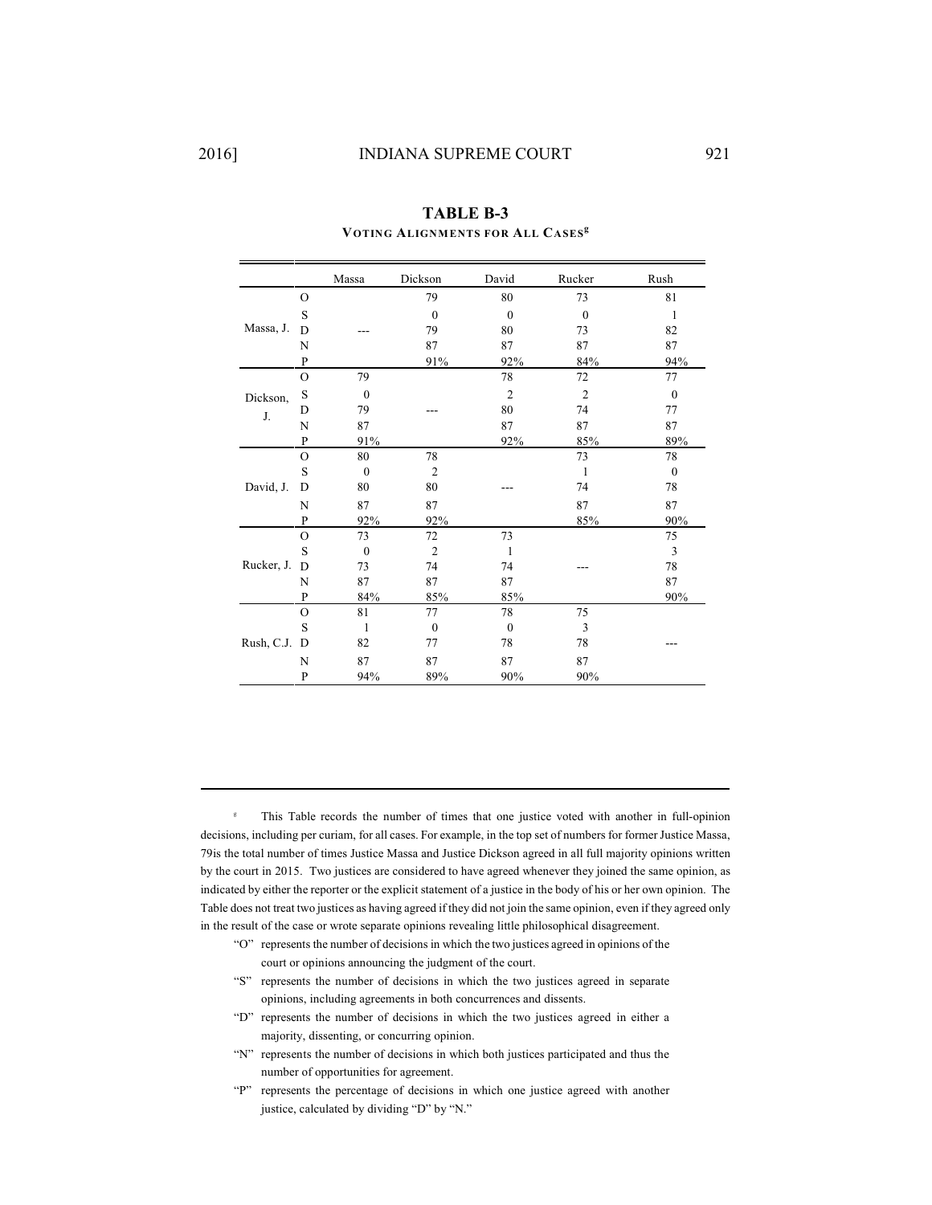**TABLE B-3**

**VOTING ALIGNMENTS FOR ALL CASES**[g]

| | | Massa | Dickson | David | Rucker | Rush |
|---|---|---|---|---|---|---|
| Massa, J. | O | | 79 | 80 | 73 | 81 |
| | S | | 0 | 0 | 0 | 1 |
| | D | --- | 79 | 80 | 73 | 82 |
| | N | | 87 | 87 | 87 | 87 |
| | P | | 91% | 92% | 84% | 94% |
| Dickson, J. | O | 79 | | 78 | 72 | 77 |
| | S | 0 | | 2 | 2 | 0 |
| | D | 79 | --- | 80 | 74 | 77 |
| | N | 87 | | 87 | 87 | 87 |
| | P | 91% | | 92% | 85% | 89% |
| David, J. | O | 80 | 78 | | 73 | 78 |
| | S | 0 | 2 | | 1 | 0 |
| | D | 80 | 80 | --- | 74 | 78 |
| | N | 87 | 87 | | 87 | 87 |
| | P | 92% | 92% | | 85% | 90% |
| Rucker, J. | O | 73 | 72 | 73 | | 75 |
| | S | 0 | 2 | 1 | | 3 |
| | D | 73 | 74 | 74 | --- | 78 |
| | N | 87 | 87 | 87 | | 87 |
| | P | 84% | 85% | 85% | | 90% |
| Rush, C.J. | O | 81 | 77 | 78 | 75 | |
| | S | 1 | 0 | 0 | 3 | |
| | D | 82 | 77 | 78 | 78 | --- |
| | N | 87 | 87 | 87 | 87 | |
| | P | 94% | 89% | 90% | 90% | |

[g] This Table records the number of times that one justice voted with another in full-opinion decisions, including per curiam, for all cases. For example, in the top set of numbers for former Justice Massa, 79is the total number of times Justice Massa and Justice Dickson agreed in all full majority opinions written by the court in 2015. Two justices are considered to have agreed whenever they joined the same opinion, as indicated by either the reporter or the explicit statement of a justice in the body of his or her own opinion. The Table does not treat two justices as having agreed if they did not join the same opinion, even if they agreed only in the result of the case or wrote separate opinions revealing little philosophical disagreement.

"O" represents the number of decisions in which the two justices agreed in opinions of the court or opinions announcing the judgment of the court.

"S" represents the number of decisions in which the two justices agreed in separate opinions, including agreements in both concurrences and dissents.

"D" represents the number of decisions in which the two justices agreed in either a majority, dissenting, or concurring opinion.

"N" represents the number of decisions in which both justices participated and thus the number of opportunities for agreement.

"P" represents the percentage of decisions in which one justice agreed with another justice, calculated by dividing "D" by "N."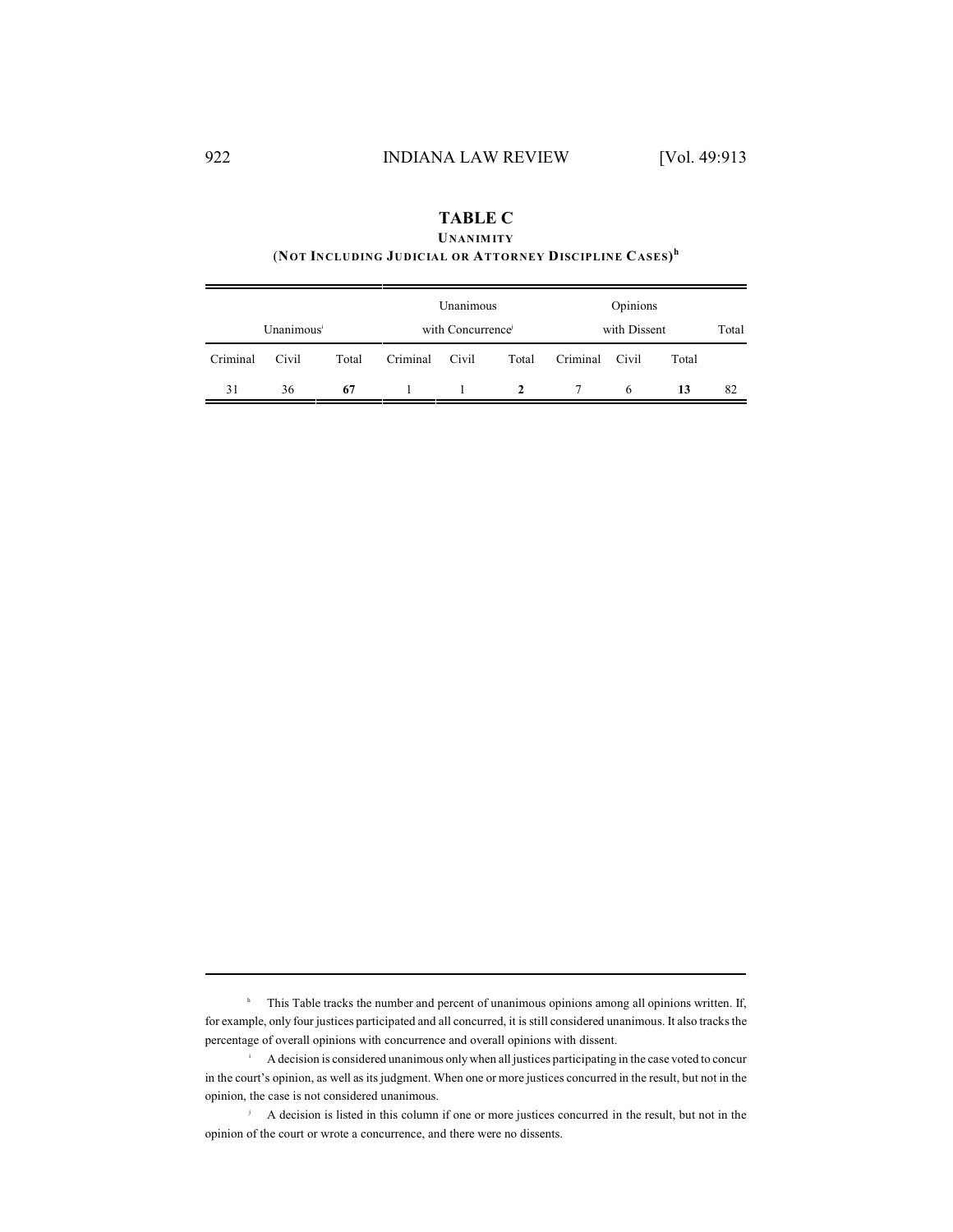## TABLE C

### UNANIMITY

### (NOT INCLUDING JUDICIAL OR ATTORNEY DISCIPLINE CASES)[h]

| Unanimous[i] | | | Unanimous with Concurrence[j] | | | Opinions with Dissent | | | Total |
|---|---|---|---|---|---|---|---|---|---|
| Criminal | Civil | Total | Criminal | Civil | Total | Criminal | Civil | Total | |
| 31 | 36 | **67** | 1 | 1 | **2** | 7 | 6 | **13** | 82 |

[h] This Table tracks the number and percent of unanimous opinions among all opinions written. If, for example, only four justices participated and all concurred, it is still considered unanimous. It also tracks the percentage of overall opinions with concurrence and overall opinions with dissent.

[i] A decision is considered unanimous only when all justices participating in the case voted to concur in the court's opinion, as well as its judgment. When one or more justices concurred in the result, but not in the opinion, the case is not considered unanimous.

[j] A decision is listed in this column if one or more justices concurred in the result, but not in the opinion of the court or wrote a concurrence, and there were no dissents.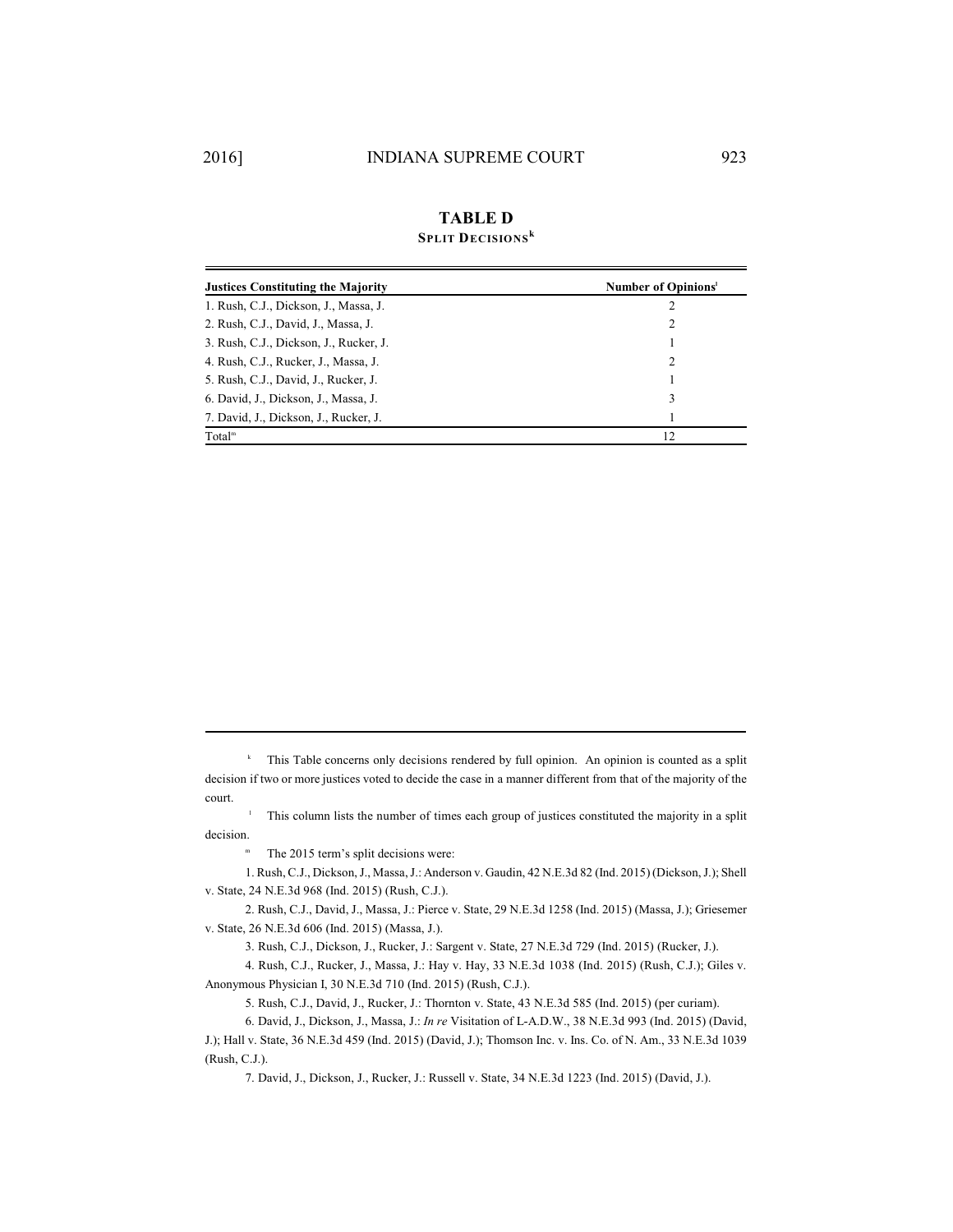## TABLE D

### SPLIT DECISIONS[k]

| Justices Constituting the Majority | Number of Opinions[l] |
|---|---|
| 1. Rush, C.J., Dickson, J., Massa, J. | 2 |
| 2. Rush, C.J., David, J., Massa, J. | 2 |
| 3. Rush, C.J., Dickson, J., Rucker, J. | 1 |
| 4. Rush, C.J., Rucker, J., Massa, J. | 2 |
| 5. Rush, C.J., David, J., Rucker, J. | 1 |
| 6. David, J., Dickson, J., Massa, J. | 3 |
| 7. David, J., Dickson, J., Rucker, J. | 1 |
| Total[m] | 12 |

---

[k] This Table concerns only decisions rendered by full opinion. An opinion is counted as a split decision if two or more justices voted to decide the case in a manner different from that of the majority of the court.

[l] This column lists the number of times each group of justices constituted the majority in a split decision.

[m] The 2015 term's split decisions were:

1. Rush, C.J., Dickson, J., Massa, J.: Anderson v. Gaudin, 42 N.E.3d 82 (Ind. 2015) (Dickson, J.); Shell v. State, 24 N.E.3d 968 (Ind. 2015) (Rush, C.J.).

2. Rush, C.J., David, J., Massa, J.: Pierce v. State, 29 N.E.3d 1258 (Ind. 2015) (Massa, J.); Griesemer v. State, 26 N.E.3d 606 (Ind. 2015) (Massa, J.).

3. Rush, C.J., Dickson, J., Rucker, J.: Sargent v. State, 27 N.E.3d 729 (Ind. 2015) (Rucker, J.).

4. Rush, C.J., Rucker, J., Massa, J.: Hay v. Hay, 33 N.E.3d 1038 (Ind. 2015) (Rush, C.J.); Giles v. Anonymous Physician I, 30 N.E.3d 710 (Ind. 2015) (Rush, C.J.).

5. Rush, C.J., David, J., Rucker, J.: Thornton v. State, 43 N.E.3d 585 (Ind. 2015) (per curiam).

6. David, J., Dickson, J., Massa, J.: *In re* Visitation of L-A.D.W., 38 N.E.3d 993 (Ind. 2015) (David, J.); Hall v. State, 36 N.E.3d 459 (Ind. 2015) (David, J.); Thomson Inc. v. Ins. Co. of N. Am., 33 N.E.3d 1039 (Rush, C.J.).

7. David, J., Dickson, J., Rucker, J.: Russell v. State, 34 N.E.3d 1223 (Ind. 2015) (David, J.).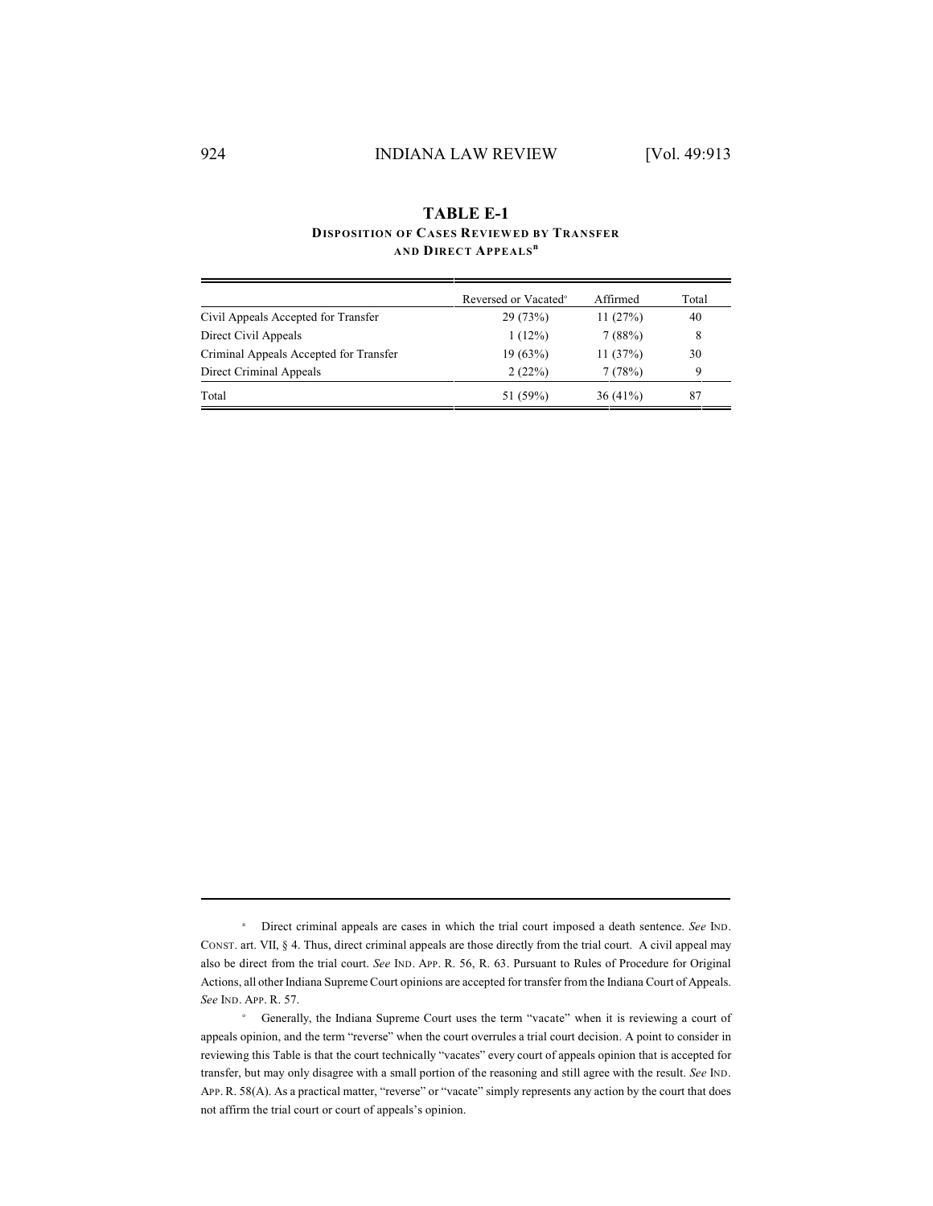## TABLE E-1

### DISPOSITION OF CASES REVIEWED BY TRANSFER AND DIRECT APPEALS[n]

| | Reversed or Vacated[o] | Affirmed | Total |
|---|---|---|---|
| Civil Appeals Accepted for Transfer | 29 (73%) | 11 (27%) | 40 |
| Direct Civil Appeals | 1 (12%) | 7 (88%) | 8 |
| Criminal Appeals Accepted for Transfer | 19 (63%) | 11 (37%) | 30 |
| Direct Criminal Appeals | 2 (22%) | 7 (78%) | 9 |
| Total | 51 (59%) | 36 (41%) | 87 |

---

[n] Direct criminal appeals are cases in which the trial court imposed a death sentence. *See* IND. CONST. art. VII, § 4. Thus, direct criminal appeals are those directly from the trial court. A civil appeal may also be direct from the trial court. *See* IND. APP. R. 56, R. 63. Pursuant to Rules of Procedure for Original Actions, all other Indiana Supreme Court opinions are accepted for transfer from the Indiana Court of Appeals. *See* IND. APP. R. 57.

[o] Generally, the Indiana Supreme Court uses the term "vacate" when it is reviewing a court of appeals opinion, and the term "reverse" when the court overrules a trial court decision. A point to consider in reviewing this Table is that the court technically "vacates" every court of appeals opinion that is accepted for transfer, but may only disagree with a small portion of the reasoning and still agree with the result. *See* IND. APP. R. 58(A). As a practical matter, "reverse" or "vacate" simply represents any action by the court that does not affirm the trial court or court of appeals's opinion.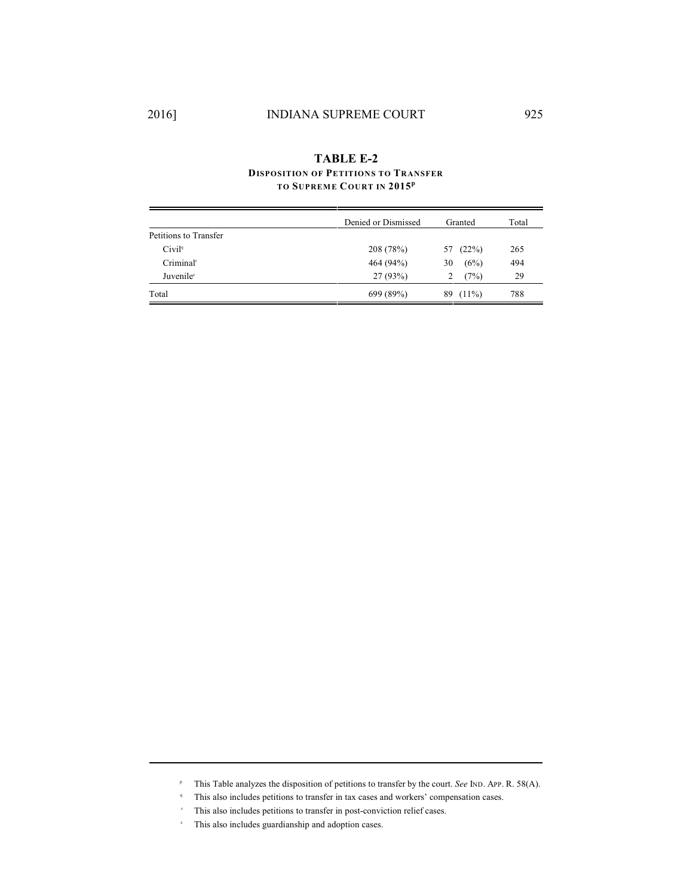**TABLE E-2**
**DISPOSITION OF PETITIONS TO TRANSFER TO SUPREME COURT IN 2015**[p]

| | Denied or Dismissed | Granted | Total |
|---|---|---|---|
| Petitions to Transfer | | | |
| Civil[q] | 208 (78%) | 57 (22%) | 265 |
| Criminal[r] | 464 (94%) | 30 (6%) | 494 |
| Juvenile[s] | 27 (93%) | 2 (7%) | 29 |
| Total | 699 (89%) | 89 (11%) | 788 |

[p] This Table analyzes the disposition of petitions to transfer by the court. *See* IND. APP. R. 58(A).

[q] This also includes petitions to transfer in tax cases and workers' compensation cases.

[r] This also includes petitions to transfer in post-conviction relief cases.

[s] This also includes guardianship and adoption cases.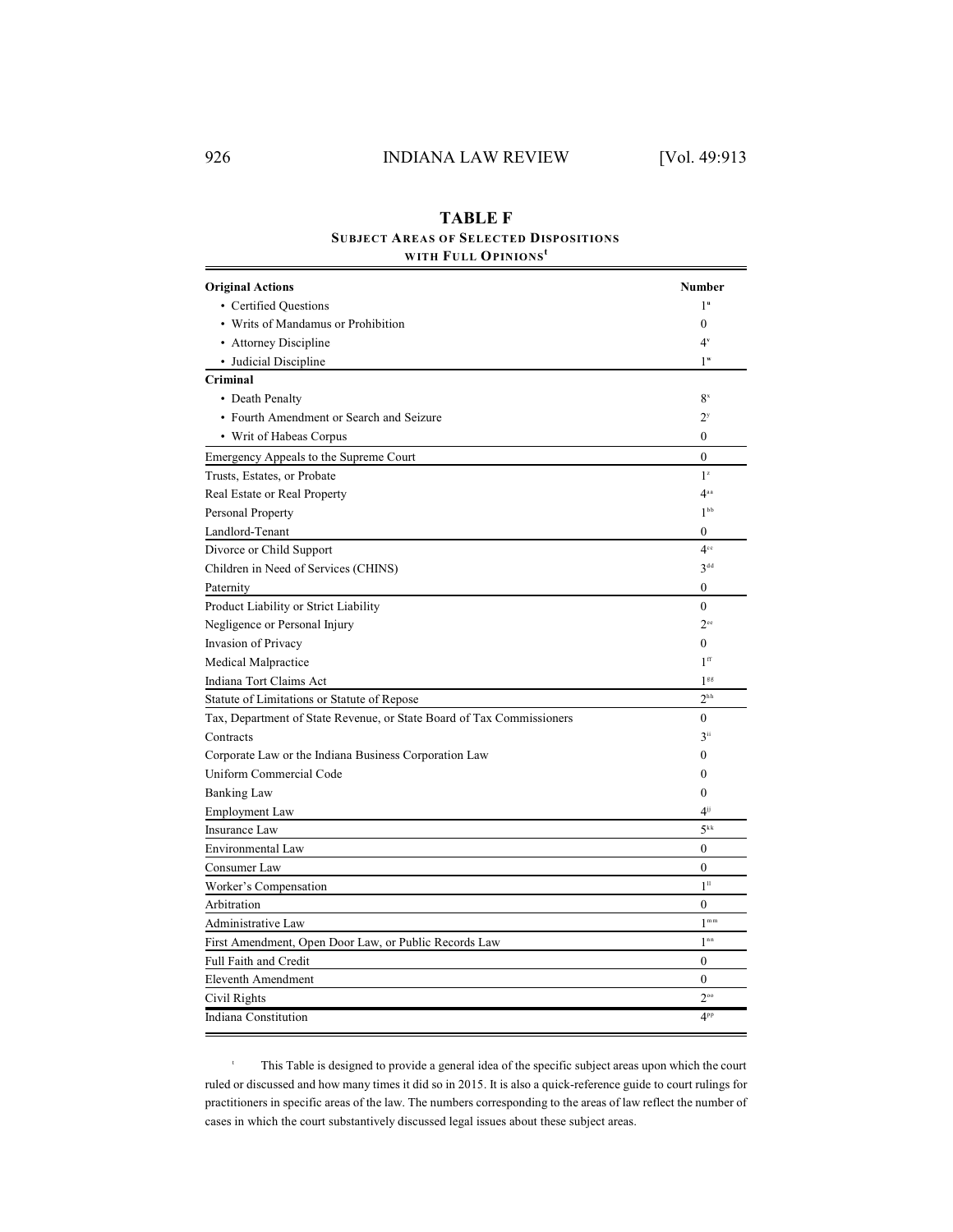**TABLE F**

**SUBJECT AREAS OF SELECTED DISPOSITIONS WITH FULL OPINIONS**[t]

| Original Actions | Number |
|---|---|
| • Certified Questions | 1[u] |
| • Writs of Mandamus or Prohibition | 0 |
| • Attorney Discipline | 4[v] |
| • Judicial Discipline | 1[w] |
| **Criminal** | |
| • Death Penalty | 8[x] |
| • Fourth Amendment or Search and Seizure | 2[y] |
| • Writ of Habeas Corpus | 0 |
| Emergency Appeals to the Supreme Court | 0 |
| Trusts, Estates, or Probate | 1[z] |
| Real Estate or Real Property | 4[aa] |
| Personal Property | 1[bb] |
| Landlord-Tenant | 0 |
| Divorce or Child Support | 4[cc] |
| Children in Need of Services (CHINS) | 3[dd] |
| Paternity | 0 |
| Product Liability or Strict Liability | 0 |
| Negligence or Personal Injury | 2[ee] |
| Invasion of Privacy | 0 |
| Medical Malpractice | 1[ff] |
| Indiana Tort Claims Act | 1[gg] |
| Statute of Limitations or Statute of Repose | 2[hh] |
| Tax, Department of State Revenue, or State Board of Tax Commissioners | 0 |
| Contracts | 3[ii] |
| Corporate Law or the Indiana Business Corporation Law | 0 |
| Uniform Commercial Code | 0 |
| Banking Law | 0 |
| Employment Law | 4[jj] |
| Insurance Law | 5[kk] |
| Environmental Law | 0 |
| Consumer Law | 0 |
| Worker's Compensation | 1[ll] |
| Arbitration | 0 |
| Administrative Law | 1[mm] |
| First Amendment, Open Door Law, or Public Records Law | 1[nn] |
| Full Faith and Credit | 0 |
| Eleventh Amendment | 0 |
| Civil Rights | 2[oo] |
| Indiana Constitution | 4[pp] |

[t] This Table is designed to provide a general idea of the specific subject areas upon which the court ruled or discussed and how many times it did so in 2015. It is also a quick-reference guide to court rulings for practitioners in specific areas of the law. The numbers corresponding to the areas of law reflect the number of cases in which the court substantively discussed legal issues about these subject areas.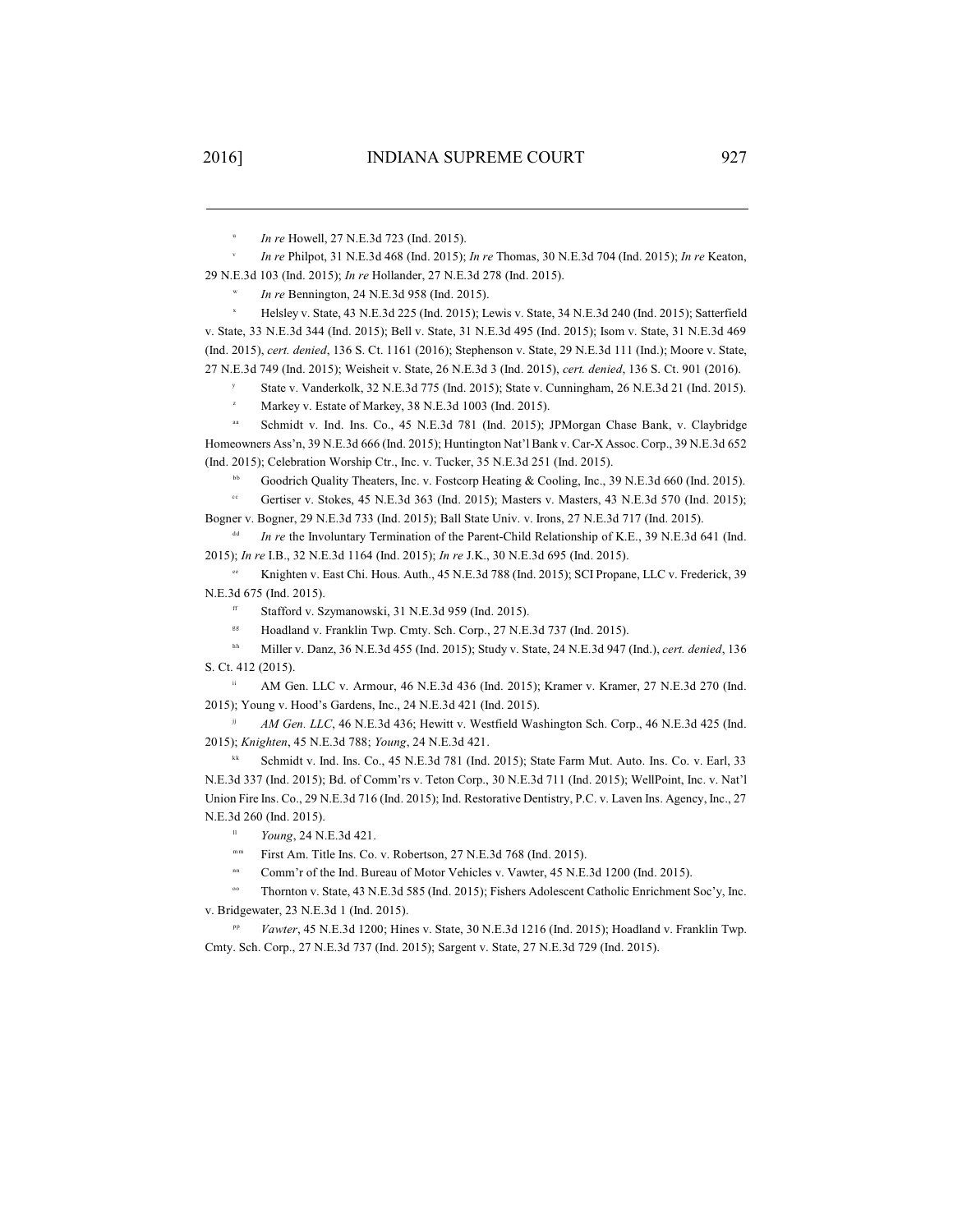[u] *In re* Howell, 27 N.E.3d 723 (Ind. 2015).

[v] *In re* Philpot, 31 N.E.3d 468 (Ind. 2015); *In re* Thomas, 30 N.E.3d 704 (Ind. 2015); *In re* Keaton, 29 N.E.3d 103 (Ind. 2015); *In re* Hollander, 27 N.E.3d 278 (Ind. 2015).

[w] *In re* Bennington, 24 N.E.3d 958 (Ind. 2015).

[x] Helsley v. State, 43 N.E.3d 225 (Ind. 2015); Lewis v. State, 34 N.E.3d 240 (Ind. 2015); Satterfield v. State, 33 N.E.3d 344 (Ind. 2015); Bell v. State, 31 N.E.3d 495 (Ind. 2015); Isom v. State, 31 N.E.3d 469 (Ind. 2015), *cert. denied*, 136 S. Ct. 1161 (2016); Stephenson v. State, 29 N.E.3d 111 (Ind.); Moore v. State, 27 N.E.3d 749 (Ind. 2015); Weisheit v. State, 26 N.E.3d 3 (Ind. 2015), *cert. denied*, 136 S. Ct. 901 (2016).

[y] State v. Vanderkolk, 32 N.E.3d 775 (Ind. 2015); State v. Cunningham, 26 N.E.3d 21 (Ind. 2015).

[z] Markey v. Estate of Markey, 38 N.E.3d 1003 (Ind. 2015).

[aa] Schmidt v. Ind. Ins. Co., 45 N.E.3d 781 (Ind. 2015); JPMorgan Chase Bank, v. Claybridge Homeowners Ass'n, 39 N.E.3d 666 (Ind. 2015); Huntington Nat'l Bank v. Car-X Assoc. Corp., 39 N.E.3d 652 (Ind. 2015); Celebration Worship Ctr., Inc. v. Tucker, 35 N.E.3d 251 (Ind. 2015).

[bb] Goodrich Quality Theaters, Inc. v. Fostcorp Heating & Cooling, Inc., 39 N.E.3d 660 (Ind. 2015).

[cc] Gertiser v. Stokes, 45 N.E.3d 363 (Ind. 2015); Masters v. Masters, 43 N.E.3d 570 (Ind. 2015); Bogner v. Bogner, 29 N.E.3d 733 (Ind. 2015); Ball State Univ. v. Irons, 27 N.E.3d 717 (Ind. 2015).

[dd] *In re* the Involuntary Termination of the Parent-Child Relationship of K.E., 39 N.E.3d 641 (Ind. 2015); *In re* I.B., 32 N.E.3d 1164 (Ind. 2015); *In re* J.K., 30 N.E.3d 695 (Ind. 2015).

[ee] Knighten v. East Chi. Hous. Auth., 45 N.E.3d 788 (Ind. 2015); SCI Propane, LLC v. Frederick, 39 N.E.3d 675 (Ind. 2015).

[ff] Stafford v. Szymanowski, 31 N.E.3d 959 (Ind. 2015).

[gg] Hoadland v. Franklin Twp. Cmty. Sch. Corp., 27 N.E.3d 737 (Ind. 2015).

[hh] Miller v. Danz, 36 N.E.3d 455 (Ind. 2015); Study v. State, 24 N.E.3d 947 (Ind.), *cert. denied*, 136 S. Ct. 412 (2015).

[ii] AM Gen. LLC v. Armour, 46 N.E.3d 436 (Ind. 2015); Kramer v. Kramer, 27 N.E.3d 270 (Ind. 2015); Young v. Hood's Gardens, Inc., 24 N.E.3d 421 (Ind. 2015).

[jj] *AM Gen. LLC*, 46 N.E.3d 436; Hewitt v. Westfield Washington Sch. Corp., 46 N.E.3d 425 (Ind. 2015); *Knighten*, 45 N.E.3d 788; *Young*, 24 N.E.3d 421.

[kk] Schmidt v. Ind. Ins. Co., 45 N.E.3d 781 (Ind. 2015); State Farm Mut. Auto. Ins. Co. v. Earl, 33 N.E.3d 337 (Ind. 2015); Bd. of Comm'rs v. Teton Corp., 30 N.E.3d 711 (Ind. 2015); WellPoint, Inc. v. Nat'l Union Fire Ins. Co., 29 N.E.3d 716 (Ind. 2015); Ind. Restorative Dentistry, P.C. v. Laven Ins. Agency, Inc., 27 N.E.3d 260 (Ind. 2015).

[ll] *Young*, 24 N.E.3d 421.

[mm] First Am. Title Ins. Co. v. Robertson, 27 N.E.3d 768 (Ind. 2015).

[nn] Comm'r of the Ind. Bureau of Motor Vehicles v. Vawter, 45 N.E.3d 1200 (Ind. 2015).

[oo] Thornton v. State, 43 N.E.3d 585 (Ind. 2015); Fishers Adolescent Catholic Enrichment Soc'y, Inc. v. Bridgewater, 23 N.E.3d 1 (Ind. 2015).

[pp] *Vawter*, 45 N.E.3d 1200; Hines v. State, 30 N.E.3d 1216 (Ind. 2015); Hoadland v. Franklin Twp. Cmty. Sch. Corp., 27 N.E.3d 737 (Ind. 2015); Sargent v. State, 27 N.E.3d 729 (Ind. 2015).